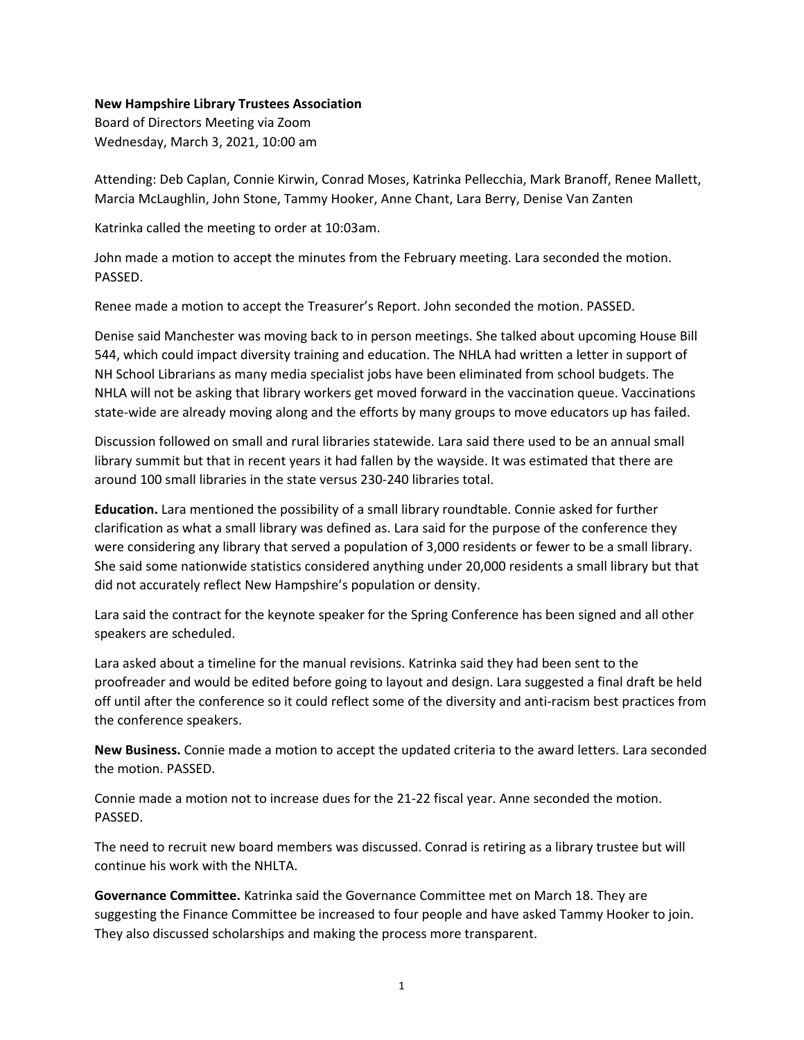**New Hampshire Library Trustees Association**
Board of Directors Meeting via Zoom
Wednesday, March 3, 2021, 10:00 am

Attending: Deb Caplan, Connie Kirwin, Conrad Moses, Katrinka Pellecchia, Mark Branoff, Renee Mallett, Marcia McLaughlin, John Stone, Tammy Hooker, Anne Chant, Lara Berry, Denise Van Zanten

Katrinka called the meeting to order at 10:03am.

John made a motion to accept the minutes from the February meeting. Lara seconded the motion. PASSED.

Renee made a motion to accept the Treasurer's Report. John seconded the motion. PASSED.

Denise said Manchester was moving back to in person meetings. She talked about upcoming House Bill 544, which could impact diversity training and education. The NHLA had written a letter in support of NH School Librarians as many media specialist jobs have been eliminated from school budgets. The NHLA will not be asking that library workers get moved forward in the vaccination queue. Vaccinations state-wide are already moving along and the efforts by many groups to move educators up has failed.

Discussion followed on small and rural libraries statewide. Lara said there used to be an annual small library summit but that in recent years it had fallen by the wayside. It was estimated that there are around 100 small libraries in the state versus 230-240 libraries total.

**Education.** Lara mentioned the possibility of a small library roundtable. Connie asked for further clarification as what a small library was defined as. Lara said for the purpose of the conference they were considering any library that served a population of 3,000 residents or fewer to be a small library. She said some nationwide statistics considered anything under 20,000 residents a small library but that did not accurately reflect New Hampshire's population or density.

Lara said the contract for the keynote speaker for the Spring Conference has been signed and all other speakers are scheduled.

Lara asked about a timeline for the manual revisions. Katrinka said they had been sent to the proofreader and would be edited before going to layout and design. Lara suggested a final draft be held off until after the conference so it could reflect some of the diversity and anti-racism best practices from the conference speakers.

**New Business.** Connie made a motion to accept the updated criteria to the award letters. Lara seconded the motion. PASSED.

Connie made a motion not to increase dues for the 21-22 fiscal year. Anne seconded the motion. PASSED.

The need to recruit new board members was discussed. Conrad is retiring as a library trustee but will continue his work with the NHLTA.

**Governance Committee.** Katrinka said the Governance Committee met on March 18. They are suggesting the Finance Committee be increased to four people and have asked Tammy Hooker to join. They also discussed scholarships and making the process more transparent.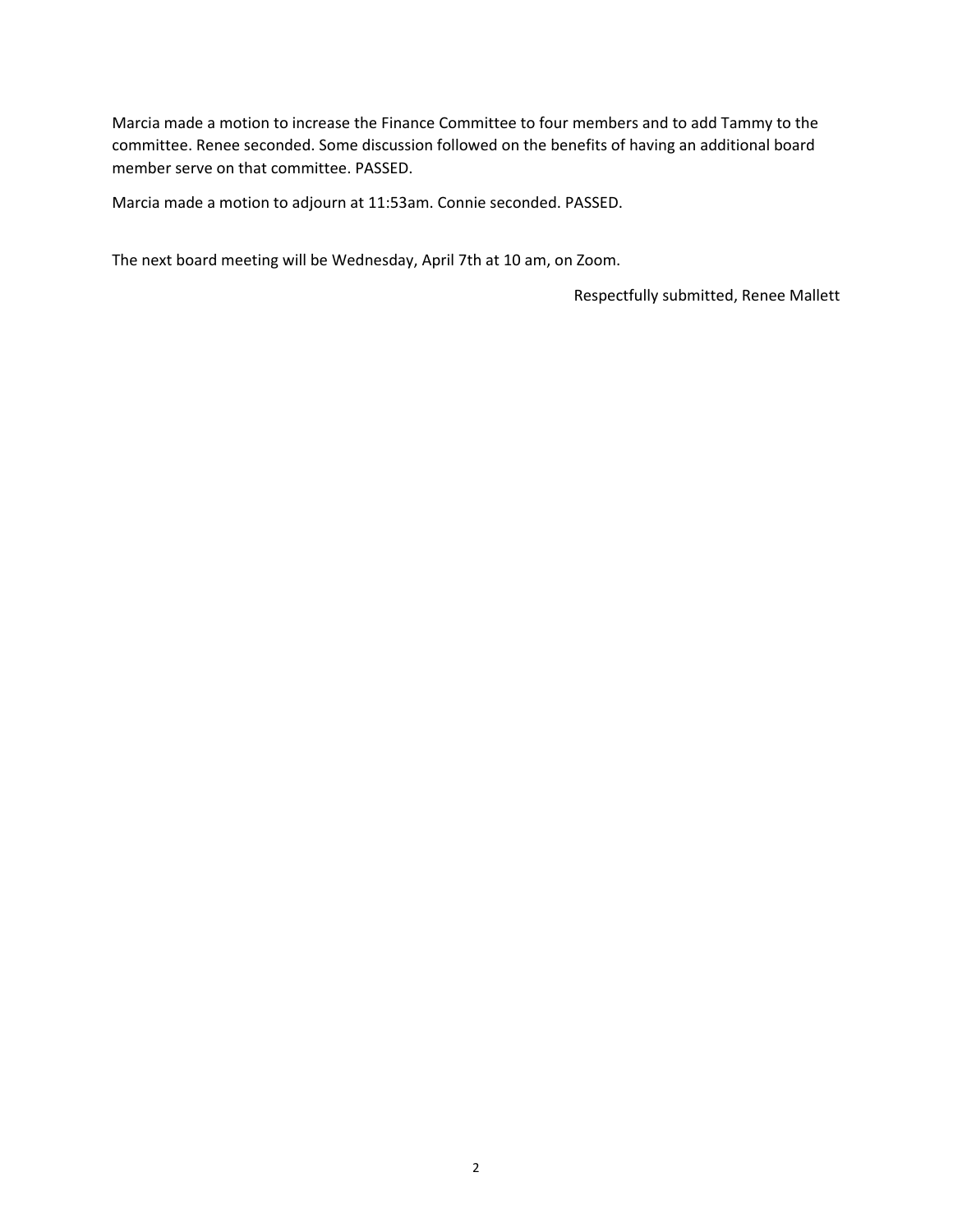Marcia made a motion to increase the Finance Committee to four members and to add Tammy to the committee. Renee seconded. Some discussion followed on the benefits of having an additional board member serve on that committee. PASSED.

Marcia made a motion to adjourn at 11:53am. Connie seconded. PASSED.

The next board meeting will be Wednesday, April 7th at 10 am, on Zoom.

Respectfully submitted, Renee Mallett